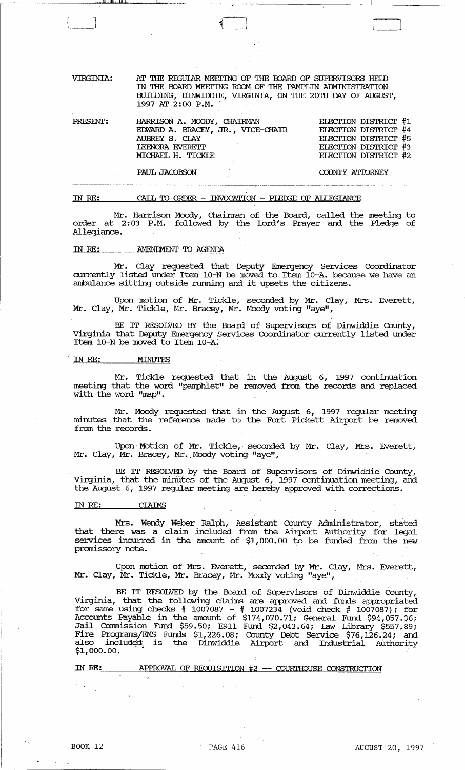VIRGINIA: AT THE REGULAR MEETING OF THE BOARD OF SUPERVISORS HELD IN THE BOARD MEETING ROOM OF THE PAMPLIN ADMINISTRATION BUILDING, DINWIDDIE, VIRGINIA, ON THE 20TH DAY OF AUGUST, 1997 AT 2:00 P.M.

| PRESENT: | | |
|---|---|---|
| | HARRISON A. MOODY, CHAIRMAN | ELECTION DISTRICT #1 |
| | EDWARD A. BRACEY, JR., VICE-CHAIR | ELECTION DISTRICT #4 |
| | AUBREY S. CLAY | ELECTION DISTRICT #5 |
| | LEENORA EVERETT | ELECTION DISTRICT #3 |
| | MICHAEL H. TICKLE | ELECTION DISTRICT #2 |
| | PAUL JACOBSON | COUNTY ATTORNEY |

IN RE: CALL TO ORDER - INVOCATION - PLEDGE OF ALLEGIANCE

Mr. Harrison Moody, Chairman of the Board, called the meeting to order at 2:03 P.M. followed by the Lord's Prayer and the Pledge of Allegiance.

IN RE: AMENDMENT TO AGENDA

Mr. Clay requested that Deputy Emergency Services Coordinator currently listed under Item 10-N be moved to Item 10-A. because we have an ambulance sitting outside running and it upsets the citizens.

Upon motion of Mr. Tickle, seconded by Mr. Clay, Mrs. Everett, Mr. Clay, Mr. Tickle, Mr. Bracey, Mr. Moody voting "aye",

BE IT RESOLVED BY the Board of Supervisors of Dinwiddie County, Virginia that Deputy Emergency Services Coordinator currently listed under Item 10-N be moved to Item 10-A.

IN RE: MINUTES

Mr. Tickle requested that in the August 6, 1997 continuation meeting that the word "pamphlet" be removed from the records and replaced with the word "map".

Mr. Moody requested that in the August 6, 1997 regular meeting minutes that the reference made to the Fort Pickett Airport be removed from the records.

Upon Motion of Mr. Tickle, seconded by Mr. Clay, Mrs. Everett, Mr. Clay, Mr. Bracey, Mr. Moody voting "aye",

BE IT RESOLVED by the Board of Supervisors of Dinwiddie County, Virginia, that the minutes of the August 6, 1997 continuation meeting, and the August 6, 1997 regular meeting are hereby approved with corrections.

IN RE: CLAIMS

Mrs. Wendy Weber Ralph, Assistant County Administrator, stated that there was a claim included from the Airport Authority for legal services incurred in the amount of $1,000.00 to be funded from the new promissory note.

Upon motion of Mrs. Everett, seconded by Mr. Clay, Mrs. Everett, Mr. Clay, Mr. Tickle, Mr. Bracey, Mr. Moody voting "aye",

BE IT RESOLVED by the Board of Supervisors of Dinwiddie County, Virginia, that the following claims are approved and funds appropriated for same using checks # 1007087 - # 1007234 (void check # 1007087); for Accounts Payable in the amount of $174,070.71; General Fund $94,057.36; Jail Commission Fund $59.50; E911 Fund $2,043.64; Law Library $557.89; Fire Programs/EMS Funds $1,226.08; County Debt Service $76,126.24; and also included is the Dinwiddie Airport and Industrial Authority $1,000.00.

IN RE: APPROVAL OF REQUISITION #2 -- COURTHOUSE CONSTRUCTION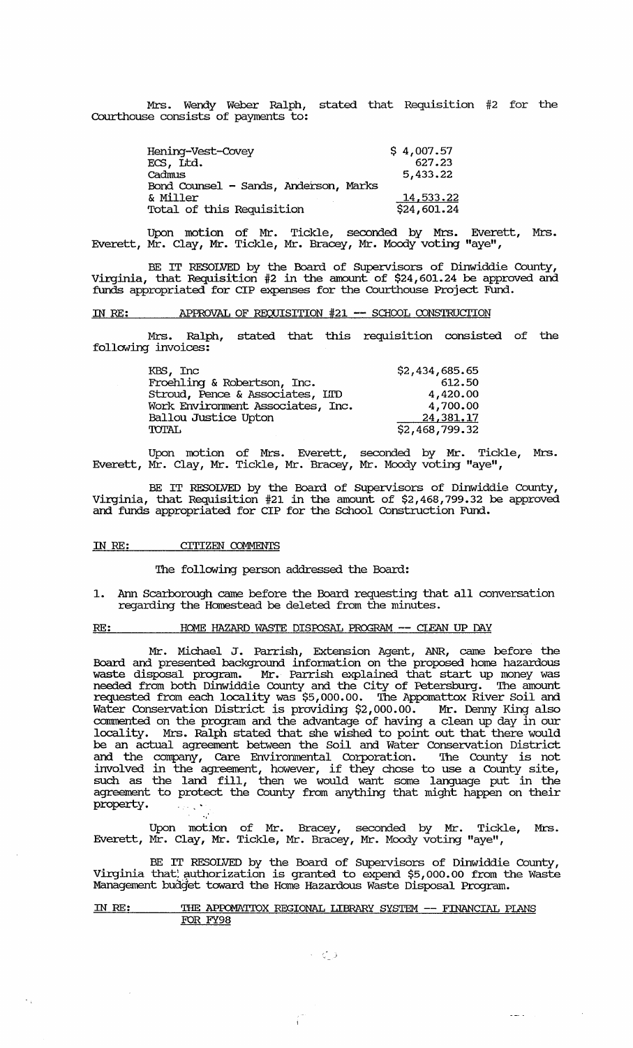Mrs. Wendy Weber Ralph, stated that Requisition #2 for the Courthouse consists of payments to:

| | |
|---|---|
| Hening-Vest-Covey | $ 4,007.57 |
| ECS, Ltd. | 627.23 |
| Cadmus | 5,433.22 |
| Bond Counsel - Sands, Anderson, Marks & Miller | 14,533.22 |
| Total of this Requisition | $24,601.24 |

Upon motion of Mr. Tickle, seconded by Mrs. Everett, Mrs. Everett, Mr. Clay, Mr. Tickle, Mr. Bracey, Mr. Moody voting "aye",

BE IT RESOLVED by the Board of Supervisors of Dinwiddie County, Virginia, that Requisition #2 in the amount of $24,601.24 be approved and funds appropriated for CIP expenses for the Courthouse Project Fund.

IN RE: APPROVAL OF REQUISITION #21 -- SCHOOL CONSTRUCTION

Mrs. Ralph, stated that this requisition consisted of the following invoices:

| | |
|---|---|
| KBS, Inc | $2,434,685.65 |
| Froehling & Robertson, Inc. | 612.50 |
| Stroud, Pence & Associates, LTD | 4,420.00 |
| Work Environment Associates, Inc. | 4,700.00 |
| Ballou Justice Upton | 24,381.17 |
| TOTAL | $2,468,799.32 |

Upon motion of Mrs. Everett, seconded by Mr. Tickle, Mrs. Everett, Mr. Clay, Mr. Tickle, Mr. Bracey, Mr. Moody voting "aye",

BE IT RESOLVED by the Board of Supervisors of Dinwiddie County, Virginia, that Requisition #21 in the amount of $2,468,799.32 be approved and funds appropriated for CIP for the School Construction Fund.

IN RE: CITIZEN COMMENTS

The following person addressed the Board:

1. Ann Scarborough came before the Board requesting that all conversation regarding the Homestead be deleted from the minutes.

RE: HOME HAZARD WASTE DISPOSAL PROGRAM -- CLEAN UP DAY

Mr. Michael J. Parrish, Extension Agent, ANR, came before the Board and presented background information on the proposed home hazardous waste disposal program. Mr. Parrish explained that start up money was needed from both Dinwiddie County and the City of Petersburg. The amount requested from each locality was $5,000.00. The Appomattox River Soil and Water Conservation District is providing $2,000.00. Mr. Denny King also commented on the program and the advantage of having a clean up day in our locality. Mrs. Ralph stated that she wished to point out that there would be an actual agreement between the Soil and Water Conservation District and the company, Care Environmental Corporation. The County is not involved in the agreement, however, if they chose to use a County site, such as the land fill, then we would want some language put in the agreement to protect the County from anything that might happen on their property.

Upon motion of Mr. Bracey, seconded by Mr. Tickle, Mrs. Everett, Mr. Clay, Mr. Tickle, Mr. Bracey, Mr. Moody voting "aye",

BE IT RESOLVED by the Board of Supervisors of Dinwiddie County, Virginia that authorization is granted to expend $5,000.00 from the Waste Management budget toward the Home Hazardous Waste Disposal Program.

IN RE: THE APPOMATTOX REGIONAL LIBRARY SYSTEM -- FINANCIAL PLANS FOR FY98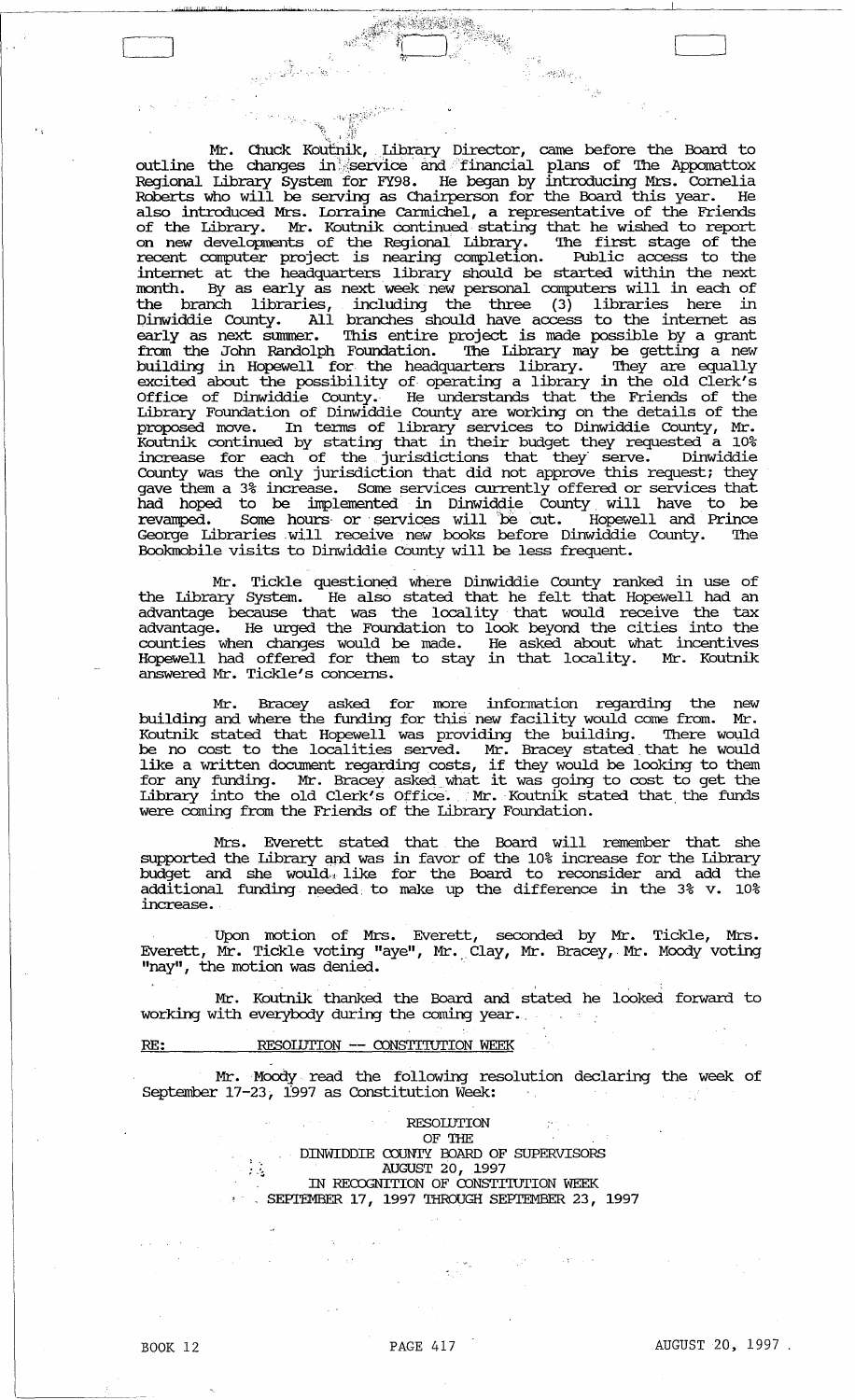Mr. Chuck Koutnik, Library Director, came before the Board to outline the changes in service and financial plans of The Appomattox Regional Library System for FY98. He began by introducing Mrs. Cornelia Roberts who will be serving as Chairperson for the Board this year. He also introduced Mrs. Lorraine Carmichel, a representative of the Friends of the Library. Mr. Koutnik continued stating that he wished to report on new developments of the Regional Library. The first stage of the recent computer project is nearing completion. Public access to the internet at the headquarters library should be started within the next month. By as early as next week new personal computers will in each of the branch libraries, including the three (3) libraries here in Dinwiddie County. All branches should have access to the internet as early as next summer. This entire project is made possible by a grant from the John Randolph Foundation. The Library may be getting a new building in Hopewell for the headquarters library. They are equally excited about the possibility of operating a library in the old Clerk's Office of Dinwiddie County. He understands that the Friends of the Library Foundation of Dinwiddie County are working on the details of the proposed move. In terms of library services to Dinwiddie County, Mr. Koutnik continued by stating that in their budget they requested a 10% increase for each of the jurisdictions that they serve. Dinwiddie County was the only jurisdiction that did not approve this request; they gave them a 3% increase. Some services currently offered or services that had hoped to be implemented in Dinwiddie County will have to be revamped. Some hours or services will be cut. Hopewell and Prince George Libraries will receive new books before Dinwiddie County. The Bookmobile visits to Dinwiddie County will be less frequent.

Mr. Tickle questioned where Dinwiddie County ranked in use of the Library System. He also stated that he felt that Hopewell had an advantage because that was the locality that would receive the tax advantage. He urged the Foundation to look beyond the cities into the counties when changes would be made. He asked about what incentives Hopewell had offered for them to stay in that locality. Mr. Koutnik answered Mr. Tickle's concerns.

Mr. Bracey asked for more information regarding the new building and where the funding for this new facility would come from. Mr. Koutnik stated that Hopewell was providing the building. There would be no cost to the localities served. Mr. Bracey stated that he would like a written document regarding costs, if they would be looking to them for any funding. Mr. Bracey asked what it was going to cost to get the Library into the old Clerk's Office. Mr. Koutnik stated that the funds were coming from the Friends of the Library Foundation.

Mrs. Everett stated that the Board will remember that she supported the Library and was in favor of the 10% increase for the Library budget and she would like for the Board to reconsider and add the additional funding needed to make up the difference in the 3% v. 10% increase.

Upon motion of Mrs. Everett, seconded by Mr. Tickle, Mrs. Everett, Mr. Tickle voting "aye", Mr. Clay, Mr. Bracey, Mr. Moody voting "nay", the motion was denied.

Mr. Koutnik thanked the Board and stated he looked forward to working with everybody during the coming year.

RE: RESOLUTION -- CONSTITUTION WEEK

Mr. Moody read the following resolution declaring the week of September 17-23, 1997 as Constitution Week:

RESOLUTION
OF THE
DINWIDDIE COUNTY BOARD OF SUPERVISORS
AUGUST 20, 1997
IN RECOGNITION OF CONSTITUTION WEEK
SEPTEMBER 17, 1997 THROUGH SEPTEMBER 23, 1997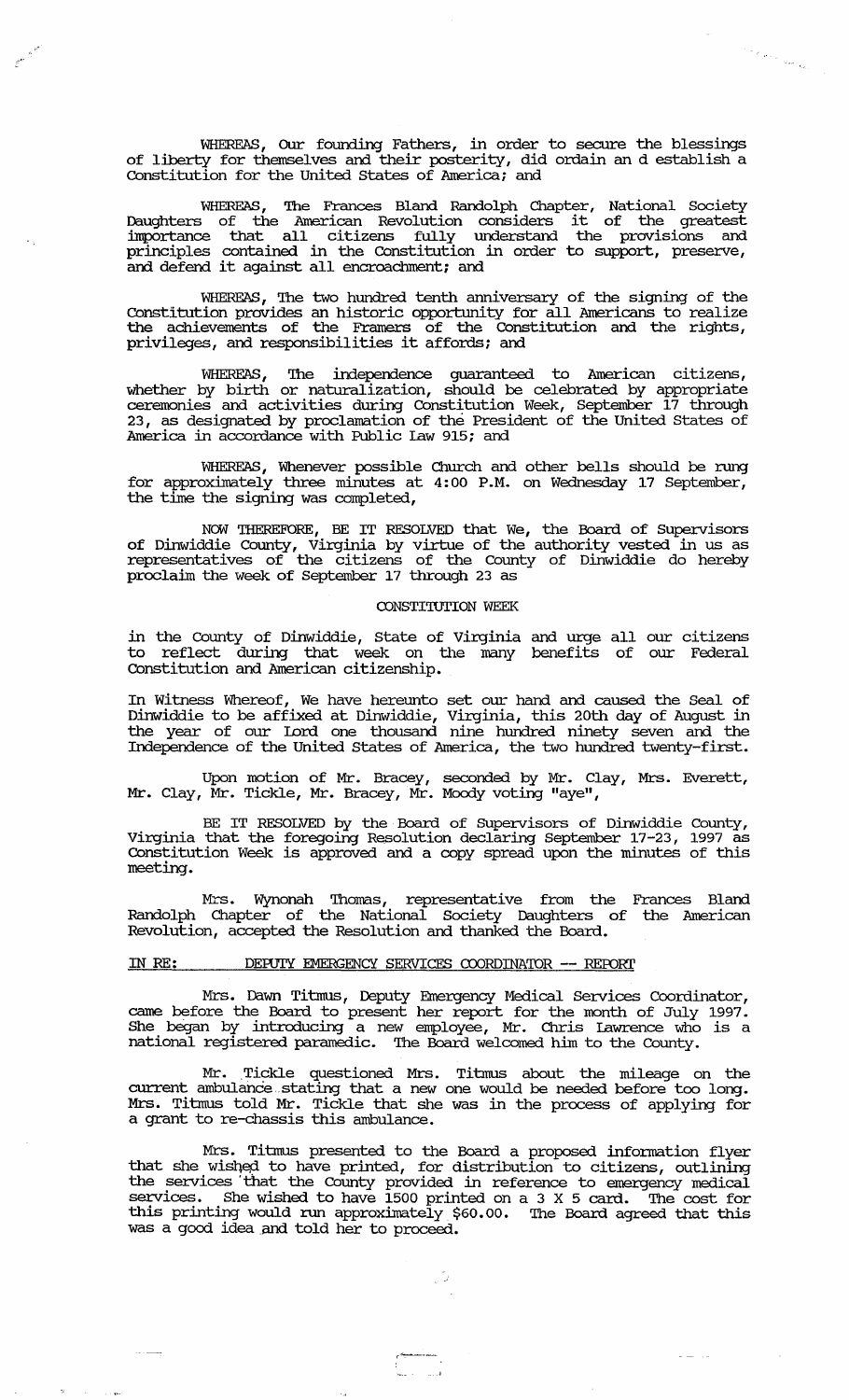WHEREAS, Our founding Fathers, in order to secure the blessings of liberty for themselves and their posterity, did ordain an d establish a Constitution for the United States of America; and

WHEREAS, The Frances Bland Randolph Chapter, National Society Daughters of the American Revolution considers it of the greatest importance that all citizens fully understand the provisions and principles contained in the Constitution in order to support, preserve, and defend it against all encroachment; and

WHEREAS, The two hundred tenth anniversary of the signing of the Constitution provides an historic opportunity for all Americans to realize the achievements of the Framers of the Constitution and the rights, privileges, and responsibilities it affords; and

WHEREAS, The independence guaranteed to American citizens, whether by birth or naturalization, should be celebrated by appropriate ceremonies and activities during Constitution Week, September 17 through 23, as designated by proclamation of the President of the United States of America in accordance with Public Law 915; and

WHEREAS, Whenever possible Church and other bells should be rung for approximately three minutes at 4:00 P.M. on Wednesday 17 September, the time the signing was completed,

NOW THEREFORE, BE IT RESOLVED that We, the Board of Supervisors of Dinwiddie County, Virginia by virtue of the authority vested in us as representatives of the citizens of the County of Dinwiddie do hereby proclaim the week of September 17 through 23 as

CONSTITUTION WEEK

in the County of Dinwiddie, State of Virginia and urge all our citizens to reflect during that week on the many benefits of our Federal Constitution and American citizenship.

In Witness Whereof, We have hereunto set our hand and caused the Seal of Dinwiddie to be affixed at Dinwiddie, Virginia, this 20th day of August in the year of our Lord one thousand nine hundred ninety seven and the Independence of the United States of America, the two hundred twenty-first.

Upon motion of Mr. Bracey, seconded by Mr. Clay, Mrs. Everett, Mr. Clay, Mr. Tickle, Mr. Bracey, Mr. Moody voting "aye",

BE IT RESOLVED by the Board of Supervisors of Dinwiddie County, Virginia that the foregoing Resolution declaring September 17-23, 1997 as Constitution Week is approved and a copy spread upon the minutes of this meeting.

Mrs. Wynonah Thomas, representative from the Frances Bland Randolph Chapter of the National Society Daughters of the American Revolution, accepted the Resolution and thanked the Board.

IN RE: DEPUTY EMERGENCY SERVICES COORDINATOR -- REPORT

Mrs. Dawn Titmus, Deputy Emergency Medical Services Coordinator, came before the Board to present her report for the month of July 1997. She began by introducing a new employee, Mr. Chris Lawrence who is a national registered paramedic. The Board welcomed him to the County.

Mr. Tickle questioned Mrs. Titmus about the mileage on the current ambulance stating that a new one would be needed before too long. Mrs. Titmus told Mr. Tickle that she was in the process of applying for a grant to re-chassis this ambulance.

Mrs. Titmus presented to the Board a proposed information flyer that she wished to have printed, for distribution to citizens, outlining the services that the County provided in reference to emergency medical services. She wished to have 1500 printed on a 3 X 5 card. The cost for this printing would run approximately $60.00. The Board agreed that this was a good idea and told her to proceed.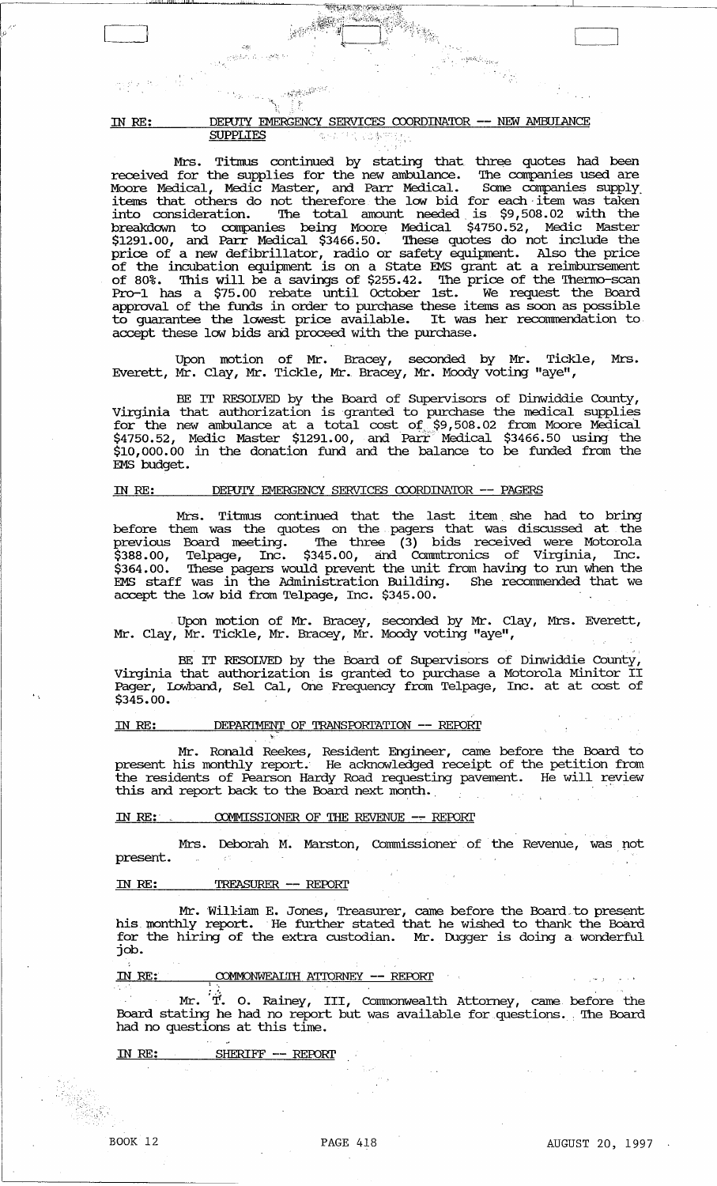IN RE: DEPUTY EMERGENCY SERVICES COORDINATOR -- NEW AMBULANCE SUPPLIES

Mrs. Titmus continued by stating that three quotes had been received for the supplies for the new ambulance. The companies used are Moore Medical, Medic Master, and Parr Medical. Some companies supply items that others do not therefore the low bid for each item was taken into consideration. The total amount needed is $9,508.02 with the breakdown to companies being Moore Medical $4750.52, Medic Master $1291.00, and Parr Medical $3466.50. These quotes do not include the price of a new defibrillator, radio or safety equipment. Also the price of the incubation equipment is on a State EMS grant at a reimbursement of 80%. This will be a savings of $255.42. The price of the Thermo-scan Pro-1 has a $75.00 rebate until October 1st. We request the Board approval of the funds in order to purchase these items as soon as possible to guarantee the lowest price available. It was her recommendation to accept these low bids and proceed with the purchase.

Upon motion of Mr. Bracey, seconded by Mr. Tickle, Mrs. Everett, Mr. Clay, Mr. Tickle, Mr. Bracey, Mr. Moody voting "aye",

BE IT RESOLVED by the Board of Supervisors of Dinwiddie County, Virginia that authorization is granted to purchase the medical supplies for the new ambulance at a total cost of $9,508.02 from Moore Medical $4750.52, Medic Master $1291.00, and Parr Medical $3466.50 using the $10,000.00 in the donation fund and the balance to be funded from the EMS budget.

IN RE: DEPUTY EMERGENCY SERVICES COORDINATOR -- PAGERS

Mrs. Titmus continued that the last item she had to bring before them was the quotes on the pagers that was discussed at the previous Board meeting. The three (3) bids received were Motorola $388.00, Telpage, Inc. $345.00, and Commtronics of Virginia, Inc. $364.00. These pagers would prevent the unit from having to run when the EMS staff was in the Administration Building. She recommended that we accept the low bid from Telpage, Inc. $345.00.

Upon motion of Mr. Bracey, seconded by Mr. Clay, Mrs. Everett, Mr. Clay, Mr. Tickle, Mr. Bracey, Mr. Moody voting "aye",

BE IT RESOLVED by the Board of Supervisors of Dinwiddie County, Virginia that authorization is granted to purchase a Motorola Minitor II Pager, Lowband, Sel Cal, One Frequency from Telpage, Inc. at at cost of $345.00.

IN RE: DEPARTMENT OF TRANSPORTATION -- REPORT

Mr. Ronald Reekes, Resident Engineer, came before the Board to present his monthly report. He acknowledged receipt of the petition from the residents of Pearson Hardy Road requesting pavement. He will review this and report back to the Board next month.

IN RE: COMMISSIONER OF THE REVENUE -- REPORT

Mrs. Deborah M. Marston, Commissioner of the Revenue, was not present.

IN RE: TREASURER -- REPORT

Mr. William E. Jones, Treasurer, came before the Board to present his monthly report. He further stated that he wished to thank the Board for the hiring of the extra custodian. Mr. Dugger is doing a wonderful job.

IN RE: COMMONWEALTH ATTORNEY -- REPORT

Mr. T. O. Rainey, III, Commonwealth Attorney, came before the Board stating he had no report but was available for questions. The Board had no questions at this time.

IN RE: SHERIFF -- REPORT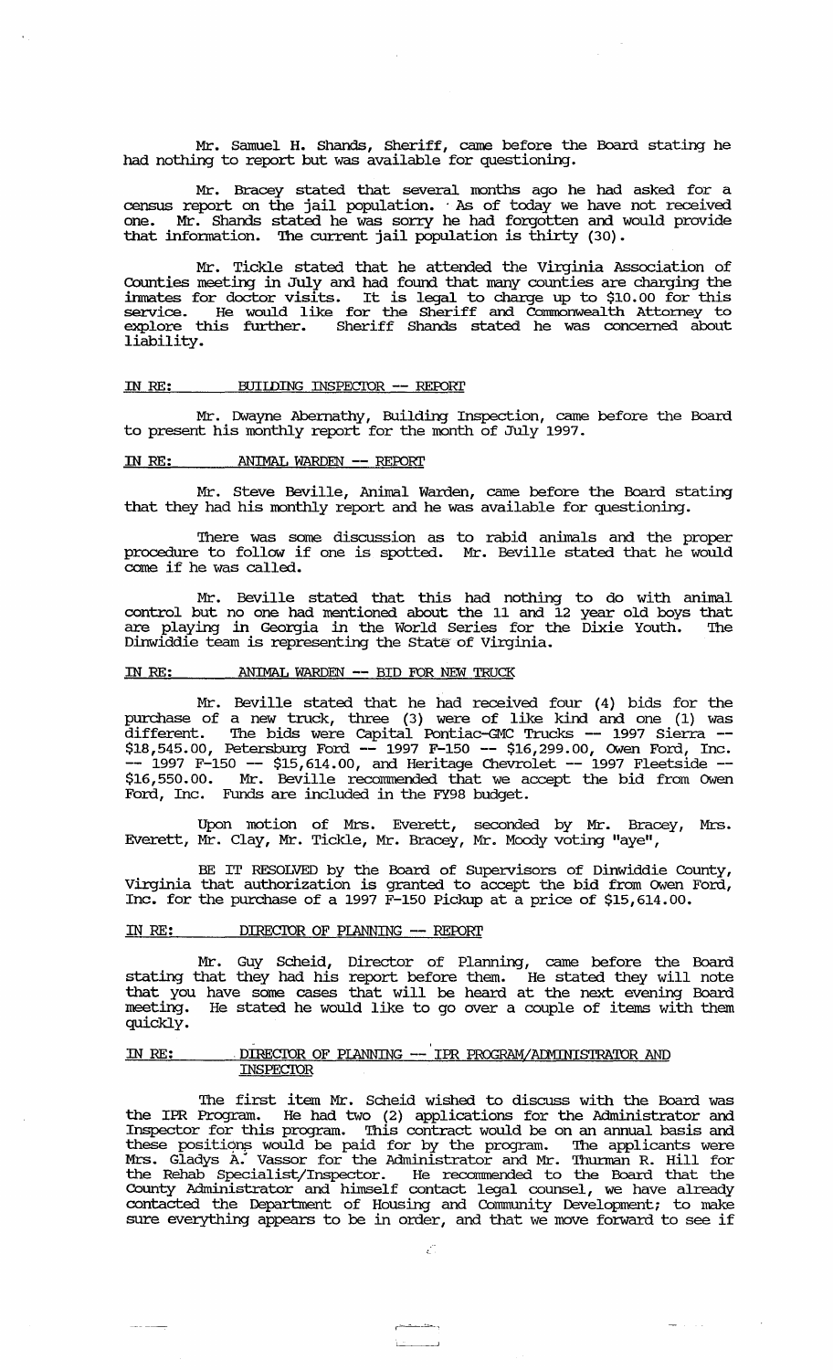Mr. Samuel H. Shands, Sheriff, came before the Board stating he had nothing to report but was available for questioning.

Mr. Bracey stated that several months ago he had asked for a census report on the jail population. As of today we have not received one. Mr. Shands stated he was sorry he had forgotten and would provide that information. The current jail population is thirty (30).

Mr. Tickle stated that he attended the Virginia Association of Counties meeting in July and had found that many counties are charging the inmates for doctor visits. It is legal to charge up to $10.00 for this service. He would like for the Sheriff and Commonwealth Attorney to explore this further. Sheriff Shands stated he was concerned about liability.

IN RE: BUILDING INSPECTOR -- REPORT

Mr. Dwayne Abernathy, Building Inspection, came before the Board to present his monthly report for the month of July 1997.

IN RE: ANIMAL WARDEN -- REPORT

Mr. Steve Beville, Animal Warden, came before the Board stating that they had his monthly report and he was available for questioning.

There was some discussion as to rabid animals and the proper procedure to follow if one is spotted. Mr. Beville stated that he would come if he was called.

Mr. Beville stated that this had nothing to do with animal control but no one had mentioned about the 11 and 12 year old boys that are playing in Georgia in the World Series for the Dixie Youth. The Dinwiddie team is representing the State of Virginia.

IN RE: ANIMAL WARDEN -- BID FOR NEW TRUCK

Mr. Beville stated that he had received four (4) bids for the purchase of a new truck, three (3) were of like kind and one (1) was different. The bids were Capital Pontiac-GMC Trucks -- 1997 Sierra -- $18,545.00, Petersburg Ford -- 1997 F-150 -- $16,299.00, Owen Ford, Inc. -- 1997 F-150 -- $15,614.00, and Heritage Chevrolet -- 1997 Fleetside -- $16,550.00. Mr. Beville recommended that we accept the bid from Owen Ford, Inc. Funds are included in the FY98 budget.

Upon motion of Mrs. Everett, seconded by Mr. Bracey, Mrs. Everett, Mr. Clay, Mr. Tickle, Mr. Bracey, Mr. Moody voting "aye",

BE IT RESOLVED by the Board of Supervisors of Dinwiddie County, Virginia that authorization is granted to accept the bid from Owen Ford, Inc. for the purchase of a 1997 F-150 Pickup at a price of $15,614.00.

IN RE: DIRECTOR OF PLANNING -- REPORT

Mr. Guy Scheid, Director of Planning, came before the Board stating that they had his report before them. He stated they will note that you have some cases that will be heard at the next evening Board meeting. He stated he would like to go over a couple of items with them quickly.

IN RE: DIRECTOR OF PLANNING -- IPR PROGRAM/ADMINISTRATOR AND INSPECTOR

The first item Mr. Scheid wished to discuss with the Board was the IPR Program. He had two (2) applications for the Administrator and Inspector for this program. This contract would be on an annual basis and these positions would be paid for by the program. The applicants were Mrs. Gladys A. Vassor for the Administrator and Mr. Thurman R. Hill for the Rehab Specialist/Inspector. He recommended to the Board that the County Administrator and himself contact legal counsel, we have already contacted the Department of Housing and Community Development; to make sure everything appears to be in order, and that we move forward to see if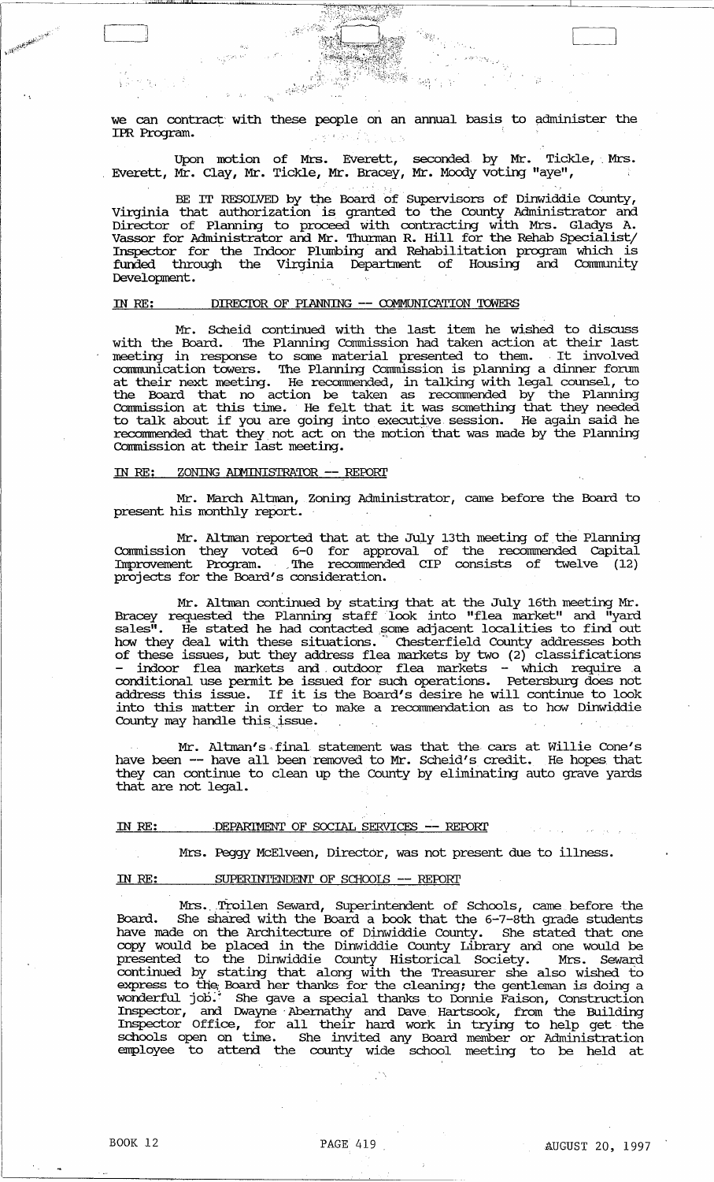we can contract with these people on an annual basis to administer the IPR Program.

Upon motion of Mrs. Everett, seconded by Mr. Tickle, Mrs. Everett, Mr. Clay, Mr. Tickle, Mr. Bracey, Mr. Moody voting "aye",

BE IT RESOLVED by the Board of Supervisors of Dinwiddie County, Virginia that authorization is granted to the County Administrator and Director of Planning to proceed with contracting with Mrs. Gladys A. Vassor for Administrator and Mr. Thurman R. Hill for the Rehab Specialist/ Inspector for the Indoor Plumbing and Rehabilitation program which is funded through the Virginia Department of Housing and Community Development.

IN RE: DIRECTOR OF PLANNING -- COMMUNICATION TOWERS

Mr. Scheid continued with the last item he wished to discuss with the Board. The Planning Commission had taken action at their last meeting in response to some material presented to them. It involved communication towers. The Planning Commission is planning a dinner forum at their next meeting. He recommended, in talking with legal counsel, to the Board that no action be taken as recommended by the Planning Commission at this time. He felt that it was something that they needed to talk about if you are going into executive session. He again said he recommended that they not act on the motion that was made by the Planning Commission at their last meeting.

IN RE: ZONING ADMINISTRATOR -- REPORT

Mr. March Altman, Zoning Administrator, came before the Board to present his monthly report.

Mr. Altman reported that at the July 13th meeting of the Planning Commission they voted 6-0 for approval of the recommended Capital Improvement Program. The recommended CIP consists of twelve (12) projects for the Board's consideration.

Mr. Altman continued by stating that at the July 16th meeting Mr. Bracey requested the Planning staff look into "flea market" and "yard sales". He stated he had contacted some adjacent localities to find out how they deal with these situations. Chesterfield County addresses both of these issues, but they address flea markets by two (2) classifications - indoor flea markets and outdoor flea markets - which require a conditional use permit be issued for such operations. Petersburg does not address this issue. If it is the Board's desire he will continue to look into this matter in order to make a recommendation as to how Dinwiddie County may handle this issue.

Mr. Altman's final statement was that the cars at Willie Cone's have been -- have all been removed to Mr. Scheid's credit. He hopes that they can continue to clean up the County by eliminating auto grave yards that are not legal.

IN RE: DEPARTMENT OF SOCIAL SERVICES -- REPORT

Mrs. Peggy McElveen, Director, was not present due to illness.

IN RE: SUPERINTENDENT OF SCHOOLS -- REPORT

Mrs. Troilen Seward, Superintendent of Schools, came before the Board. She shared with the Board a book that the 6-7-8th grade students have made on the Architecture of Dinwiddie County. She stated that one copy would be placed in the Dinwiddie County Library and one would be presented to the Dinwiddie County Historical Society. Mrs. Seward continued by stating that along with the Treasurer she also wished to express to the Board her thanks for the cleaning; the gentleman is doing a wonderful job. She gave a special thanks to Donnie Faison, Construction Inspector, and Dwayne Abernathy and Dave Hartsook, from the Building Inspector Office, for all their hard work in trying to help get the schools open on time. She invited any Board member or Administration employee to attend the county wide school meeting to be held at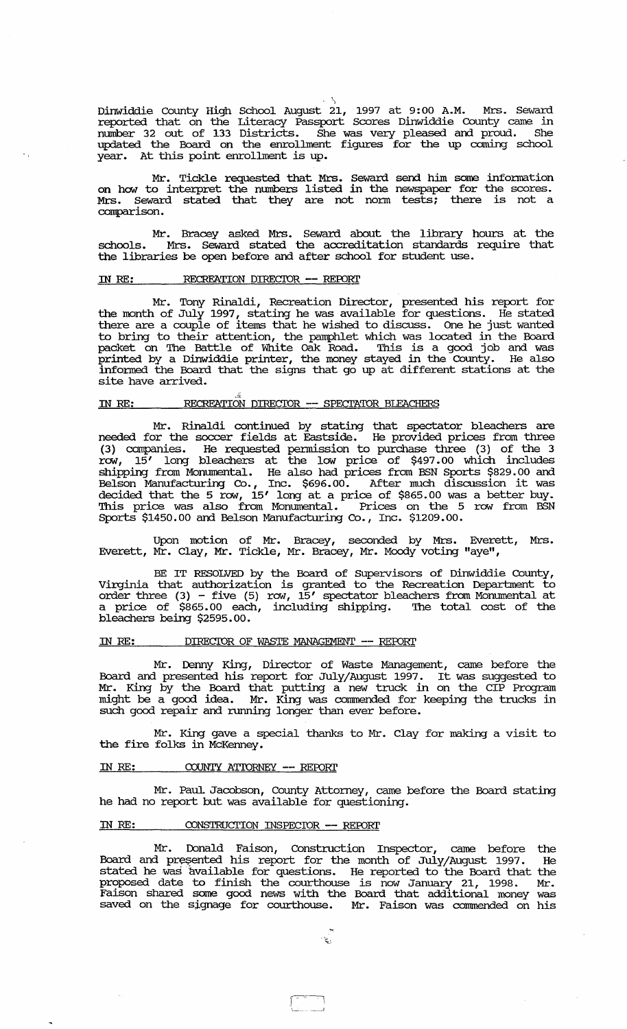Dinwiddie County High School August 21, 1997 at 9:00 A.M. Mrs. Seward reported that on the Literacy Passport Scores Dinwiddie County came in number 32 out of 133 Districts. She was very pleased and proud. She updated the Board on the enrollment figures for the up coming school year. At this point enrollment is up.

Mr. Tickle requested that Mrs. Seward send him some information on how to interpret the numbers listed in the newspaper for the scores. Mrs. Seward stated that they are not norm tests; there is not a comparison.

Mr. Bracey asked Mrs. Seward about the library hours at the schools. Mrs. Seward stated the accreditation standards require that the libraries be open before and after school for student use.

## IN RE: RECREATION DIRECTOR -- REPORT

Mr. Tony Rinaldi, Recreation Director, presented his report for the month of July 1997, stating he was available for questions. He stated there are a couple of items that he wished to discuss. One he just wanted to bring to their attention, the pamphlet which was located in the Board packet on The Battle of White Oak Road. This is a good job and was printed by a Dinwiddie printer, the money stayed in the County. He also informed the Board that the signs that go up at different stations at the site have arrived.

## IN RE: RECREATION DIRECTOR -- SPECTATOR BLEACHERS

Mr. Rinaldi continued by stating that spectator bleachers are needed for the soccer fields at Eastside. He provided prices from three (3) companies. He requested permission to purchase three (3) of the 3 row, 15' long bleachers at the low price of $497.00 which includes shipping from Monumental. He also had prices from BSN Sports $829.00 and Belson Manufacturing Co., Inc. $696.00. After much discussion it was decided that the 5 row, 15' long at a price of $865.00 was a better buy. This price was also from Monumental. Prices on the 5 row from BSN Sports $1450.00 and Belson Manufacturing Co., Inc. $1209.00.

Upon motion of Mr. Bracey, seconded by Mrs. Everett, Mrs. Everett, Mr. Clay, Mr. Tickle, Mr. Bracey, Mr. Moody voting "aye",

BE IT RESOLVED by the Board of Supervisors of Dinwiddie County, Virginia that authorization is granted to the Recreation Department to order three (3) - five (5) row, 15' spectator bleachers from Monumental at a price of $865.00 each, including shipping. The total cost of the bleachers being $2595.00.

## IN RE: DIRECTOR OF WASTE MANAGEMENT -- REPORT

Mr. Denny King, Director of Waste Management, came before the Board and presented his report for July/August 1997. It was suggested to Mr. King by the Board that putting a new truck in on the CIP Program might be a good idea. Mr. King was commended for keeping the trucks in such good repair and running longer than ever before.

Mr. King gave a special thanks to Mr. Clay for making a visit to the fire folks in McKenney.

## IN RE: COUNTY ATTORNEY -- REPORT

Mr. Paul Jacobson, County Attorney, came before the Board stating he had no report but was available for questioning.

## IN RE: CONSTRUCTION INSPECTOR -- REPORT

Mr. Donald Faison, Construction Inspector, came before the Board and presented his report for the month of July/August 1997. He stated he was available for questions. He reported to the Board that the proposed date to finish the courthouse is now January 21, 1998. Mr. Faison shared some good news with the Board that additional money was saved on the signage for courthouse. Mr. Faison was commended on his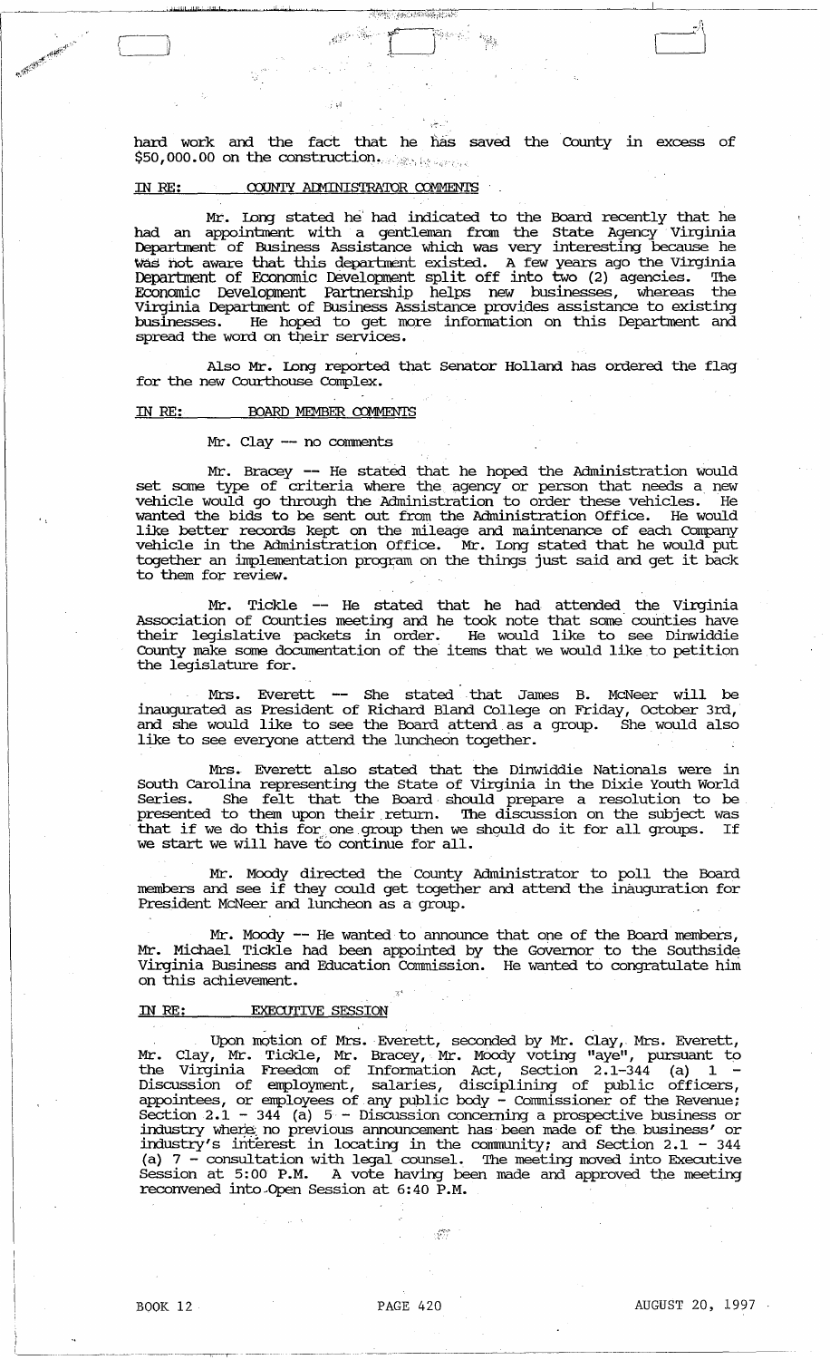hard work and the fact that he has saved the County in excess of $50,000.00 on the construction.

IN RE: COUNTY ADMINISTRATOR COMMENTS

Mr. Long stated he had indicated to the Board recently that he had an appointment with a gentleman from the State Agency Virginia Department of Business Assistance which was very interesting because he was not aware that this department existed. A few years ago the Virginia Department of Economic Development split off into two (2) agencies. The Economic Development Partnership helps new businesses, whereas the Virginia Department of Business Assistance provides assistance to existing businesses. He hoped to get more information on this Department and spread the word on their services.

Also Mr. Long reported that Senator Holland has ordered the flag for the new Courthouse Complex.

IN RE: BOARD MEMBER COMMENTS

Mr. Clay -- no comments

Mr. Bracey -- He stated that he hoped the Administration would set some type of criteria where the agency or person that needs a new vehicle would go through the Administration to order these vehicles. He wanted the bids to be sent out from the Administration Office. He would like better records kept on the mileage and maintenance of each Company vehicle in the Administration Office. Mr. Long stated that he would put together an implementation program on the things just said and get it back to them for review.

Mr. Tickle -- He stated that he had attended the Virginia Association of Counties meeting and he took note that some counties have their legislative packets in order. He would like to see Dinwiddie County make some documentation of the items that we would like to petition the legislature for.

Mrs. Everett -- She stated that James B. McNeer will be inaugurated as President of Richard Bland College on Friday, October 3rd, and she would like to see the Board attend as a group. She would also like to see everyone attend the luncheon together.

Mrs. Everett also stated that the Dinwiddie Nationals were in South Carolina representing the State of Virginia in the Dixie Youth World Series. She felt that the Board should prepare a resolution to be presented to them upon their return. The discussion on the subject was that if we do this for one group then we should do it for all groups. If we start we will have to continue for all.

Mr. Moody directed the County Administrator to poll the Board members and see if they could get together and attend the inauguration for President McNeer and luncheon as a group.

Mr. Moody -- He wanted to announce that one of the Board members, Mr. Michael Tickle had been appointed by the Governor to the Southside Virginia Business and Education Commission. He wanted to congratulate him on this achievement.

IN RE: EXECUTIVE SESSION

Upon motion of Mrs. Everett, seconded by Mr. Clay, Mrs. Everett, Mr. Clay, Mr. Tickle, Mr. Bracey, Mr. Moody voting "aye", pursuant to the Virginia Freedom of Information Act, Section 2.1-344 (a) 1 - Discussion of employment, salaries, disciplining of public officers, appointees, or employees of any public body - Commissioner of the Revenue; Section 2.1 - 344 (a) 5 - Discussion concerning a prospective business or industry where no previous announcement has been made of the business' or industry's interest in locating in the community; and Section 2.1 - 344 (a) 7 - consultation with legal counsel. The meeting moved into Executive Session at 5:00 P.M. A vote having been made and approved the meeting reconvened into Open Session at 6:40 P.M.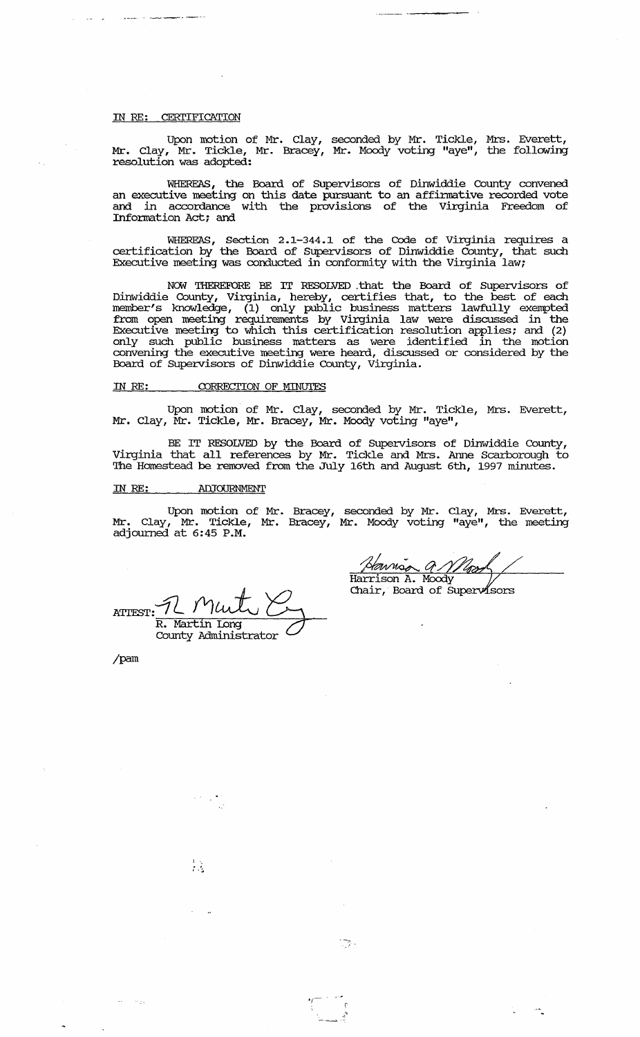IN RE: CERTIFICATION

Upon motion of Mr. Clay, seconded by Mr. Tickle, Mrs. Everett, Mr. Clay, Mr. Tickle, Mr. Bracey, Mr. Moody voting "aye", the following resolution was adopted:

WHEREAS, the Board of Supervisors of Dinwiddie County convened an executive meeting on this date pursuant to an affirmative recorded vote and in accordance with the provisions of the Virginia Freedom of Information Act; and

WHEREAS, Section 2.1-344.1 of the Code of Virginia requires a certification by the Board of Supervisors of Dinwiddie County, that such Executive meeting was conducted in conformity with the Virginia law;

NOW THEREFORE BE IT RESOLVED that the Board of Supervisors of Dinwiddie County, Virginia, hereby, certifies that, to the best of each member's knowledge, (1) only public business matters lawfully exempted from open meeting requirements by Virginia law were discussed in the Executive meeting to which this certification resolution applies; and (2) only such public business matters as were identified in the motion convening the executive meeting were heard, discussed or considered by the Board of Supervisors of Dinwiddie County, Virginia.

IN RE: CORRECTION OF MINUTES

Upon motion of Mr. Clay, seconded by Mr. Tickle, Mrs. Everett, Mr. Clay, Mr. Tickle, Mr. Bracey, Mr. Moody voting "aye",

BE IT RESOLVED by the Board of Supervisors of Dinwiddie County, Virginia that all references by Mr. Tickle and Mrs. Anne Scarborough to The Homestead be removed from the July 16th and August 6th, 1997 minutes.

IN RE: ADJOURNMENT

Upon motion of Mr. Bracey, seconded by Mr. Clay, Mrs. Everett, Mr. Clay, Mr. Tickle, Mr. Bracey, Mr. Moody voting "aye", the meeting adjourned at 6:45 P.M.

Harrison A. Moody
Chair, Board of Supervisors

ATTEST: R. Martin Long
County Administrator

/pam